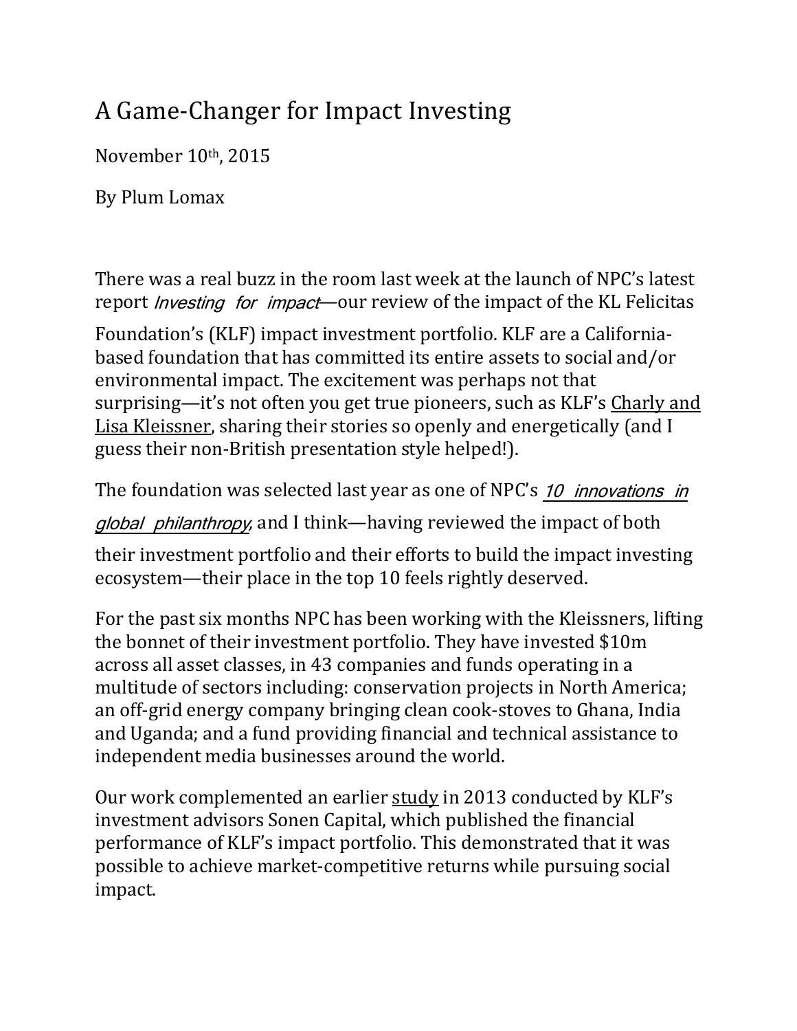# A Game-Changer for Impact Investing

November 10th, 2015

By Plum Lomax

There was a real buzz in the room last week at the launch of NPC's latest report *Investing for impact*—our review of the impact of the KL Felicitas Foundation's (KLF) impact investment portfolio. KLF are a California-based foundation that has committed its entire assets to social and/or environmental impact. The excitement was perhaps not that surprising—it's not often you get true pioneers, such as KLF's Charly and Lisa Kleissner, sharing their stories so openly and energetically (and I guess their non-British presentation style helped!).

The foundation was selected last year as one of NPC's *10 innovations in global philanthropy*, and I think—having reviewed the impact of both their investment portfolio and their efforts to build the impact investing ecosystem—their place in the top 10 feels rightly deserved.

For the past six months NPC has been working with the Kleissners, lifting the bonnet of their investment portfolio. They have invested $10m across all asset classes, in 43 companies and funds operating in a multitude of sectors including: conservation projects in North America; an off-grid energy company bringing clean cook-stoves to Ghana, India and Uganda; and a fund providing financial and technical assistance to independent media businesses around the world.

Our work complemented an earlier study in 2013 conducted by KLF's investment advisors Sonen Capital, which published the financial performance of KLF's impact portfolio. This demonstrated that it was possible to achieve market-competitive returns while pursuing social impact.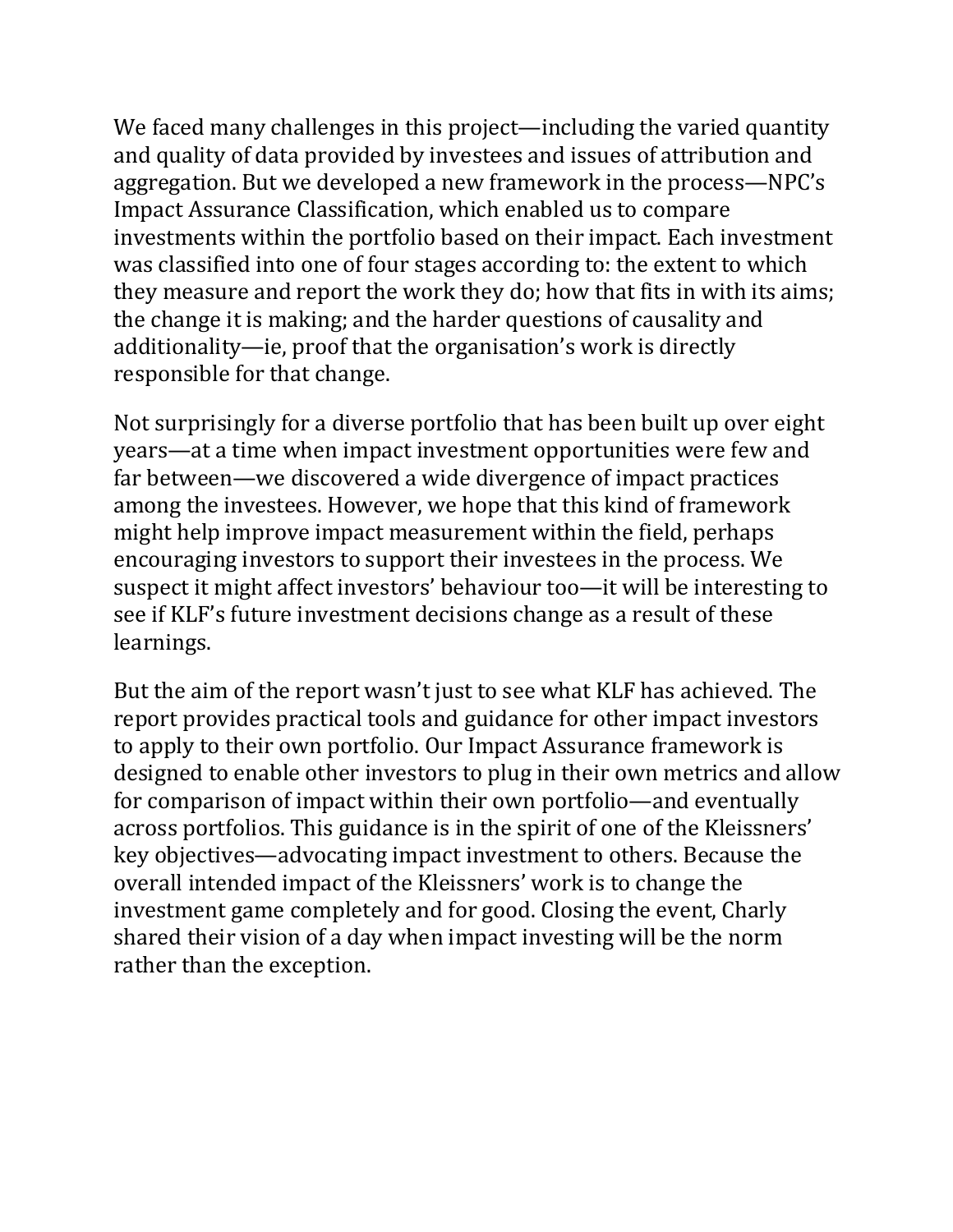We faced many challenges in this project—including the varied quantity and quality of data provided by investees and issues of attribution and aggregation. But we developed a new framework in the process—NPC's Impact Assurance Classification, which enabled us to compare investments within the portfolio based on their impact. Each investment was classified into one of four stages according to: the extent to which they measure and report the work they do; how that fits in with its aims; the change it is making; and the harder questions of causality and additionality—ie, proof that the organisation's work is directly responsible for that change.

Not surprisingly for a diverse portfolio that has been built up over eight years—at a time when impact investment opportunities were few and far between—we discovered a wide divergence of impact practices among the investees. However, we hope that this kind of framework might help improve impact measurement within the field, perhaps encouraging investors to support their investees in the process. We suspect it might affect investors' behaviour too—it will be interesting to see if KLF's future investment decisions change as a result of these learnings.

But the aim of the report wasn't just to see what KLF has achieved. The report provides practical tools and guidance for other impact investors to apply to their own portfolio. Our Impact Assurance framework is designed to enable other investors to plug in their own metrics and allow for comparison of impact within their own portfolio—and eventually across portfolios. This guidance is in the spirit of one of the Kleissners' key objectives—advocating impact investment to others. Because the overall intended impact of the Kleissners' work is to change the investment game completely and for good. Closing the event, Charly shared their vision of a day when impact investing will be the norm rather than the exception.